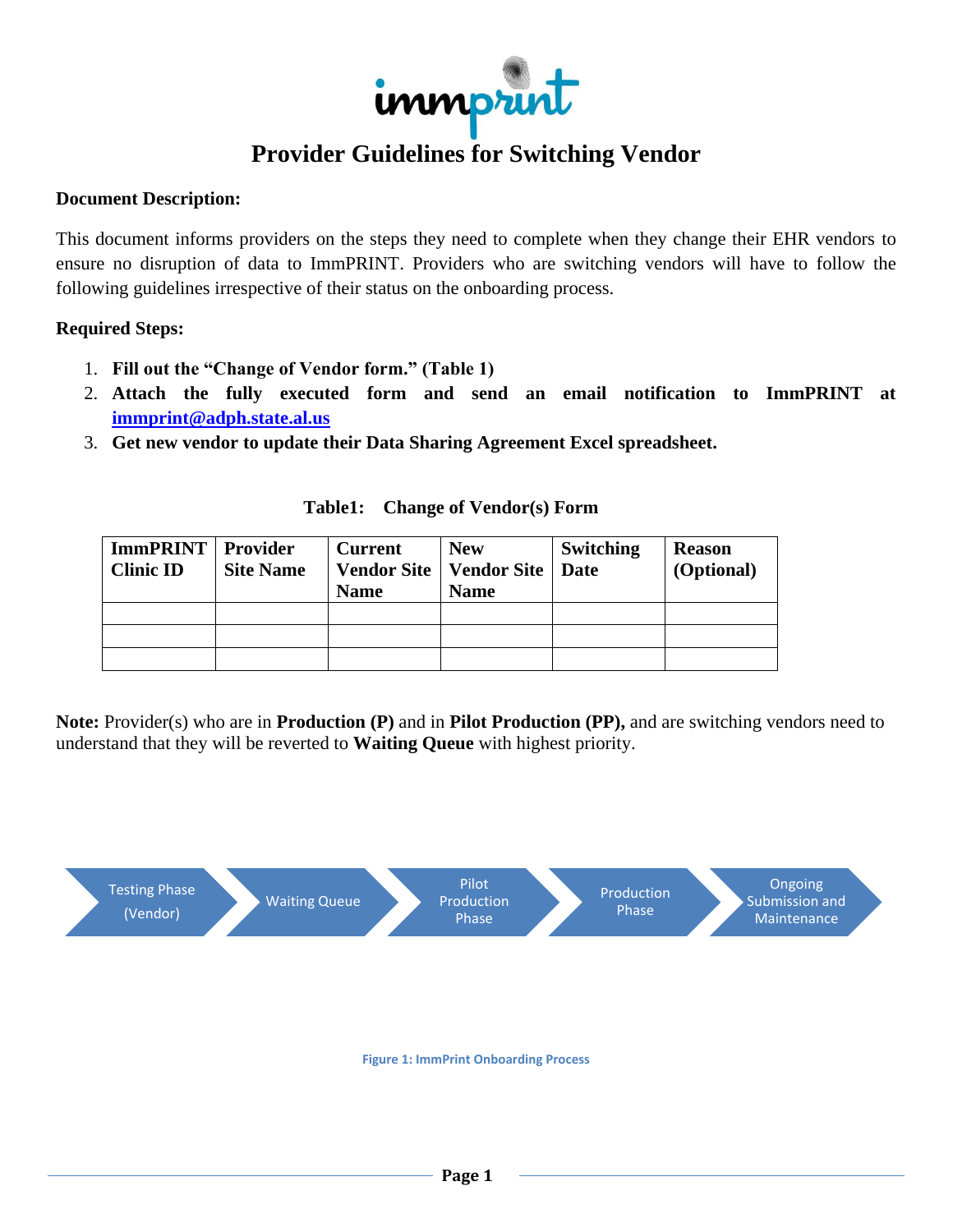# Provider Guidelines for Switching Vendor

**Document Description:**

This document informs providers on the steps they need to complete when they change their EHR vendors to ensure no disruption of data to ImmPRINT. Providers who are switching vendors will have to follow the following guidelines irrespective of their status on the onboarding process.

**Required Steps:**

1. **Fill out the "Change of Vendor form." (Table 1)**
2. **Attach the fully executed form and send an email notification to ImmPRINT at [immprint@adph.state.al.us](mailto:immprint@adph.state.al.us)**
3. **Get new vendor to update their Data Sharing Agreement Excel spreadsheet.**

**Table1: Change of Vendor(s) Form**

| ImmPRINT Clinic ID | Provider Site Name | Current Vendor Site Name | New Vendor Site Name | Switching Date | Reason (Optional) |
|---|---|---|---|---|---|
| | | | | | |
| | | | | | |
| | | | | | |

**Note:** Provider(s) who are in **Production (P)** and in **Pilot Production (PP),** and are switching vendors need to understand that they will be reverted to **Waiting Queue** with highest priority.

Testing Phase (Vendor) → Waiting Queue → Pilot Production Phase → Production Phase → Ongoing Submission and Maintenance

Figure 1: ImmPrint Onboarding Process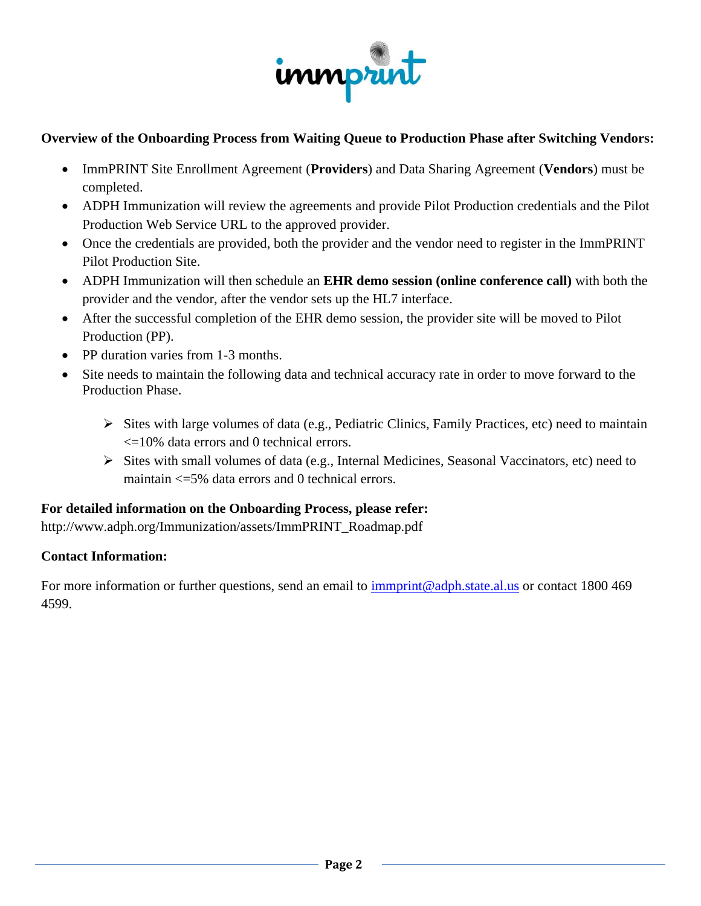**Overview of the Onboarding Process from Waiting Queue to Production Phase after Switching Vendors:**

- ImmPRINT Site Enrollment Agreement (**Providers**) and Data Sharing Agreement (**Vendors**) must be completed.
- ADPH Immunization will review the agreements and provide Pilot Production credentials and the Pilot Production Web Service URL to the approved provider.
- Once the credentials are provided, both the provider and the vendor need to register in the ImmPRINT Pilot Production Site.
- ADPH Immunization will then schedule an **EHR demo session (online conference call)** with both the provider and the vendor, after the vendor sets up the HL7 interface.
- After the successful completion of the EHR demo session, the provider site will be moved to Pilot Production (PP).
- PP duration varies from 1-3 months.
- Site needs to maintain the following data and technical accuracy rate in order to move forward to the Production Phase.
  - Sites with large volumes of data (e.g., Pediatric Clinics, Family Practices, etc) need to maintain <=10% data errors and 0 technical errors.
  - Sites with small volumes of data (e.g., Internal Medicines, Seasonal Vaccinators, etc) need to maintain <=5% data errors and 0 technical errors.

**For detailed information on the Onboarding Process, please refer:**
http://www.adph.org/Immunization/assets/ImmPRINT_Roadmap.pdf

**Contact Information:**

For more information or further questions, send an email to immprint@adph.state.al.us or contact 1800 469 4599.